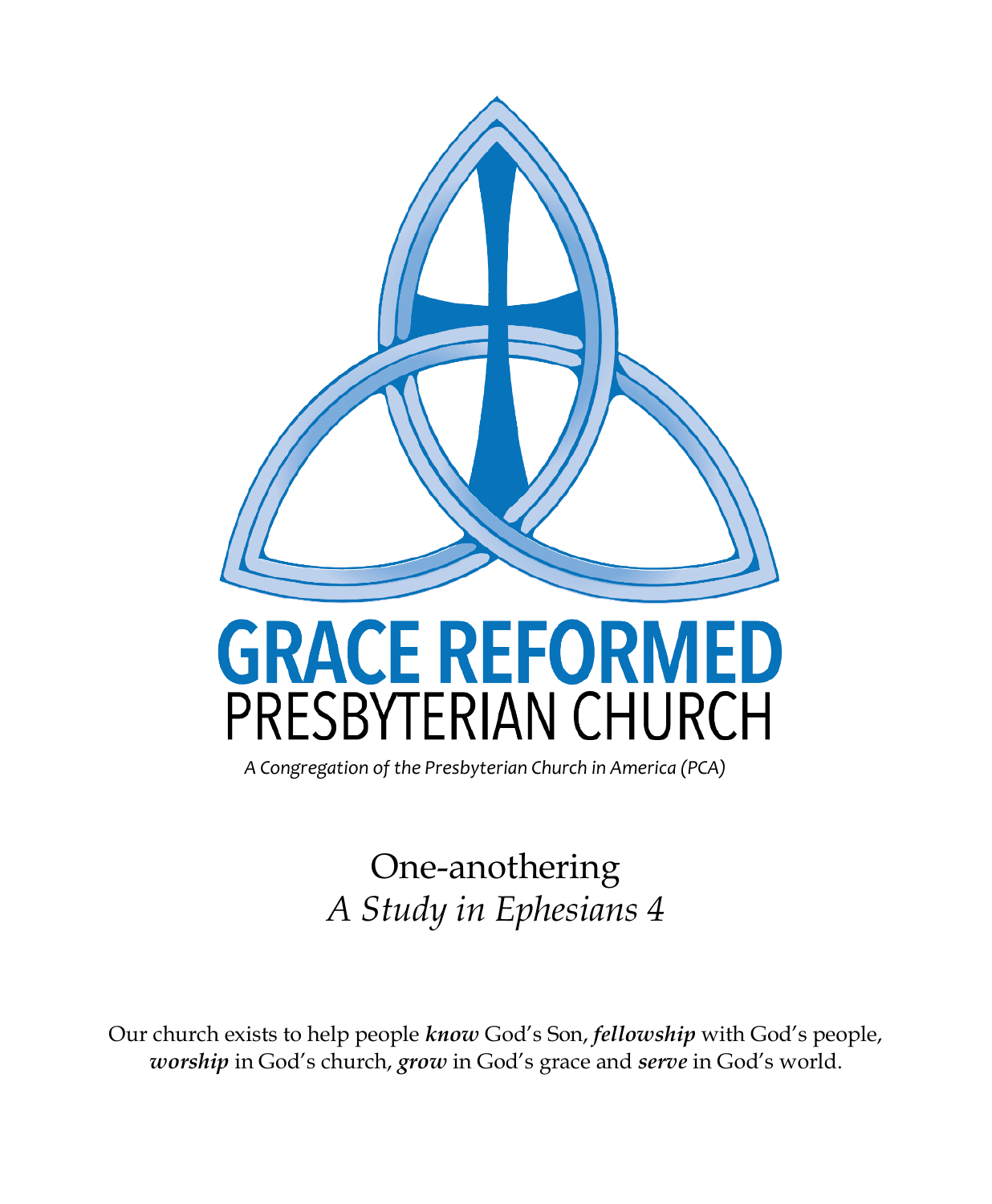# GRACE REFORMED

## PRESBYTERIAN CHURCH

*A Congregation of the Presbyterian Church in America (PCA)*

# One-anothering

## *A Study in Ephesians 4*

Our church exists to help people ***know*** God's Son, ***fellowship*** with God's people, ***worship*** in God's church, ***grow*** in God's grace and ***serve*** in God's world.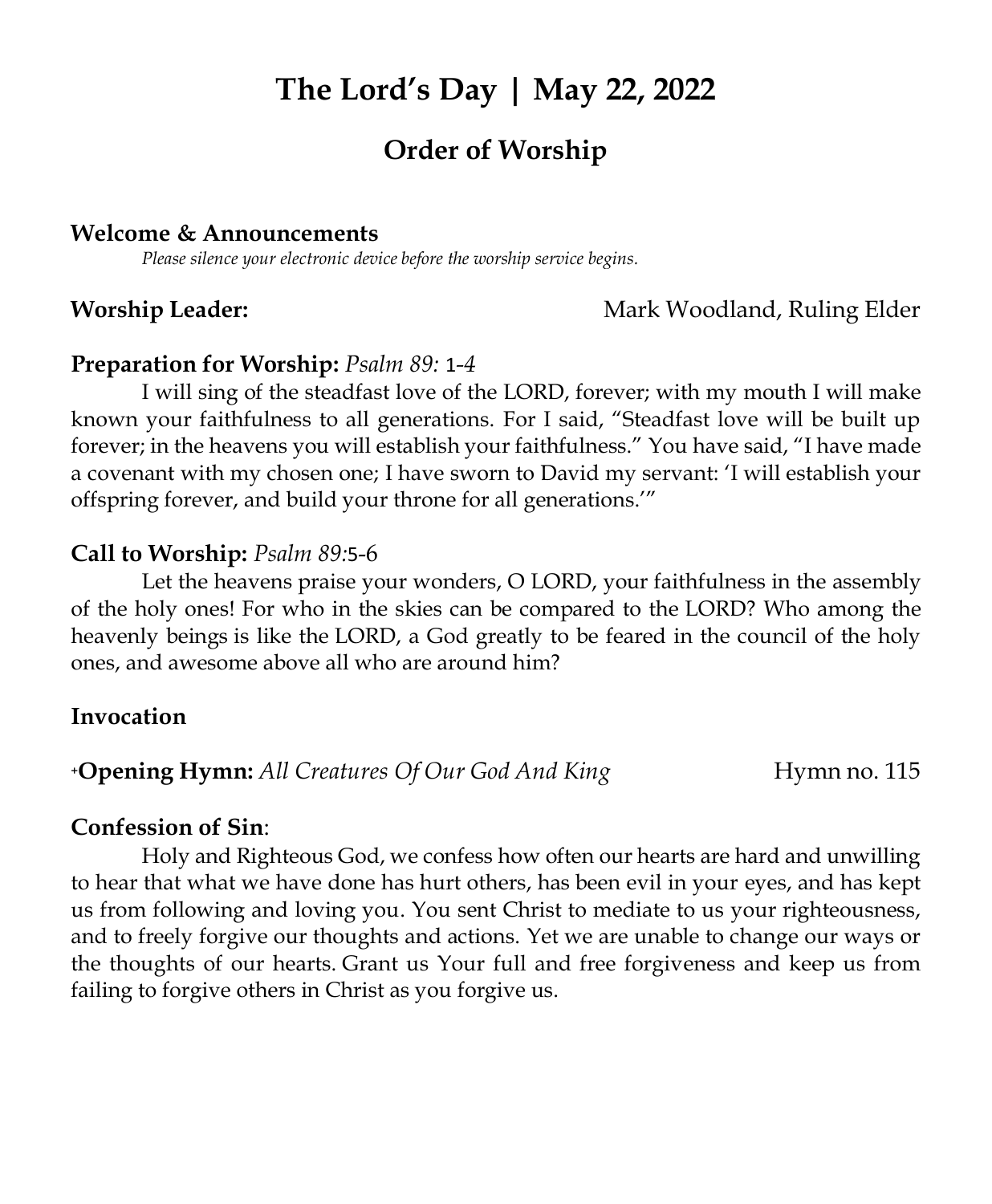# The Lord's Day | May 22, 2022

## Order of Worship

**Welcome & Announcements**

*Please silence your electronic device before the worship service begins.*

**Worship Leader:** Mark Woodland, Ruling Elder

**Preparation for Worship:** *Psalm 89:* 1-*4*

I will sing of the steadfast love of the LORD, forever; with my mouth I will make known your faithfulness to all generations. For I said, "Steadfast love will be built up forever; in the heavens you will establish your faithfulness." You have said, "I have made a covenant with my chosen one; I have sworn to David my servant: 'I will establish your offspring forever, and build your throne for all generations.'"

**Call to Worship:** *Psalm 89:*5-6

Let the heavens praise your wonders, O LORD, your faithfulness in the assembly of the holy ones! For who in the skies can be compared to the LORD? Who among the heavenly beings is like the LORD, a God greatly to be feared in the council of the holy ones, and awesome above all who are around him?

**Invocation**

+**Opening Hymn:** *All Creatures Of Our God And King* Hymn no. 115

**Confession of Sin**:

Holy and Righteous God, we confess how often our hearts are hard and unwilling to hear that what we have done has hurt others, has been evil in your eyes, and has kept us from following and loving you. You sent Christ to mediate to us your righteousness, and to freely forgive our thoughts and actions. Yet we are unable to change our ways or the thoughts of our hearts. Grant us Your full and free forgiveness and keep us from failing to forgive others in Christ as you forgive us.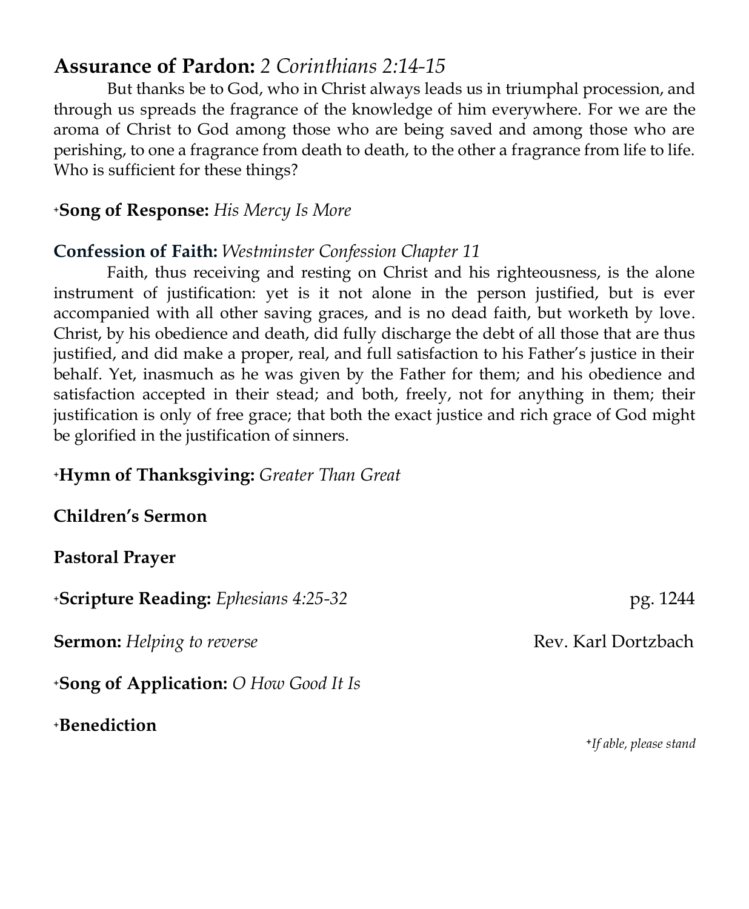**Assurance of Pardon:** *2 Corinthians 2:14-15*

But thanks be to God, who in Christ always leads us in triumphal procession, and through us spreads the fragrance of the knowledge of him everywhere. For we are the aroma of Christ to God among those who are being saved and among those who are perishing, to one a fragrance from death to death, to the other a fragrance from life to life. Who is sufficient for these things?

+**Song of Response:** *His Mercy Is More*

**Confession of Faith:** *Westminster Confession Chapter 11*

Faith, thus receiving and resting on Christ and his righteousness, is the alone instrument of justification: yet is it not alone in the person justified, but is ever accompanied with all other saving graces, and is no dead faith, but worketh by love. Christ, by his obedience and death, did fully discharge the debt of all those that are thus justified, and did make a proper, real, and full satisfaction to his Father's justice in their behalf. Yet, inasmuch as he was given by the Father for them; and his obedience and satisfaction accepted in their stead; and both, freely, not for anything in them; their justification is only of free grace; that both the exact justice and rich grace of God might be glorified in the justification of sinners.

+**Hymn of Thanksgiving:** *Greater Than Great*

**Children's Sermon**

**Pastoral Prayer**

+**Scripture Reading:** *Ephesians 4:25-32* pg. 1244

**Sermon:** *Helping to reverse* Rev. Karl Dortzbach

+**Song of Application:** *O How Good It Is*

+**Benediction**

*+If able, please stand*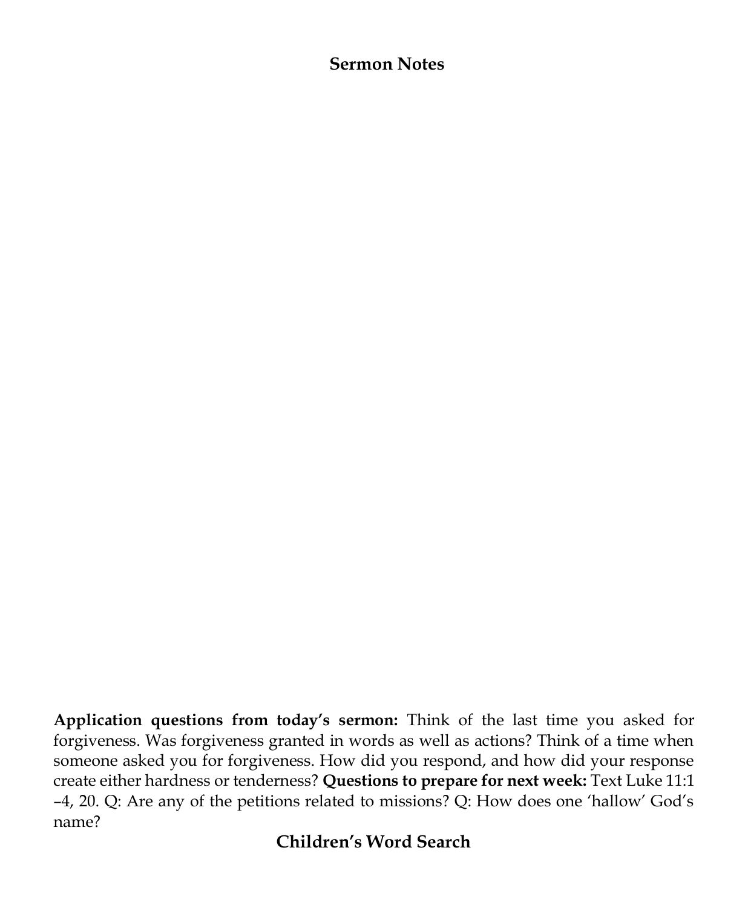## Sermon Notes

**Application questions from today's sermon:** Think of the last time you asked for forgiveness. Was forgiveness granted in words as well as actions? Think of a time when someone asked you for forgiveness. How did you respond, and how did your response create either hardness or tenderness? **Questions to prepare for next week:** Text Luke 11:1–4, 20. Q: Are any of the petitions related to missions? Q: How does one 'hallow' God's name?

## Children's Word Search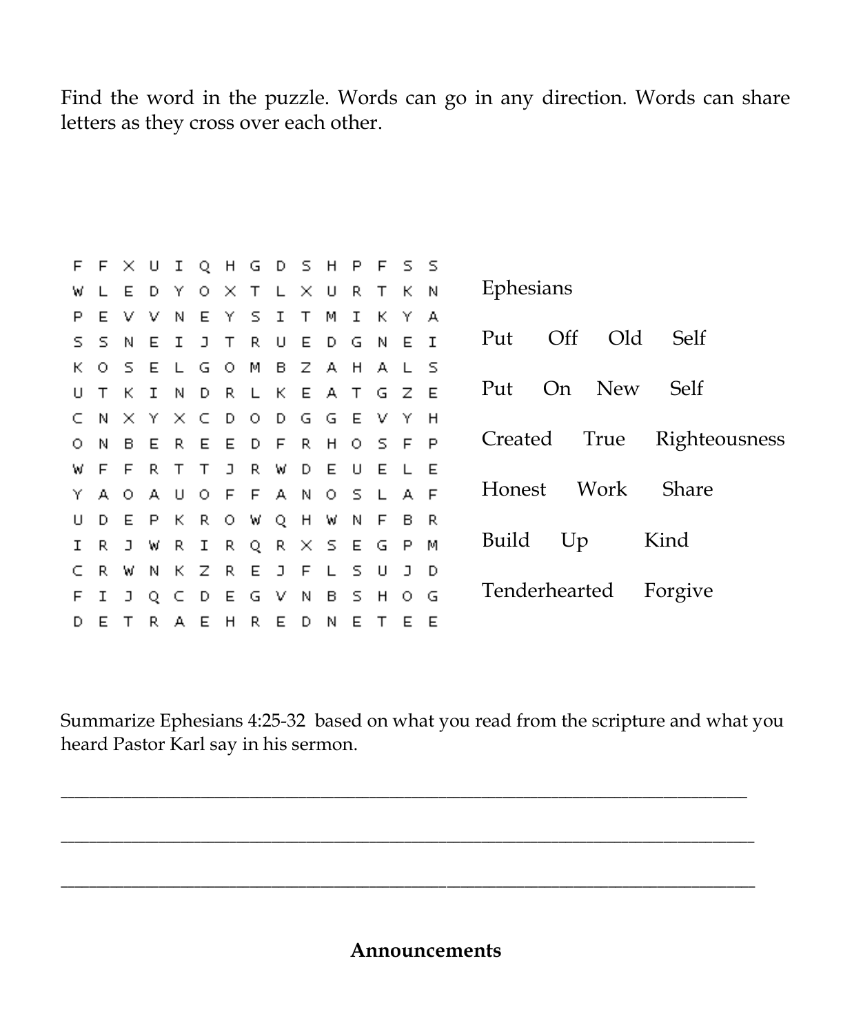Find the word in the puzzle. Words can go in any direction. Words can share letters as they cross over each other.

```
F F X U I Q H G D S H P F S S
W L E D Y O X T L X U R T K N
P E V V N E Y S I T M I K Y A
S S N E I J T R U E D G N E I
K O S E L G O M B Z A H A L S
U T K I N D R L K E A T G Z E
C N X Y X C D O D G G E V Y H
O N B E R E E D F R H O S F P
W F F R T T J R W D E U E L E
Y A O A U O F F A N O S L A F
U D E P K R O W Q H W N F B R
I R J W R I R Q R X S E G P M
C R W N K Z R E J F L S U J D
F I J Q C D E G V N B S H O G
D E T R A E H R E D N E T E E
```

Ephesians

Put Off Old Self

Put On New Self

Created True Righteousness

Honest Work Share

Build Up Kind

Tenderhearted Forgive

Summarize Ephesians 4:25-32 based on what you read from the scripture and what you heard Pastor Karl say in his sermon.

\_\_\_\_\_\_\_\_\_\_\_\_\_\_\_\_\_\_\_\_\_\_\_\_\_\_\_\_\_\_\_\_\_\_\_\_\_\_\_\_\_\_\_\_\_\_\_\_\_\_\_\_\_\_\_\_\_\_\_\_\_\_\_\_\_\_\_\_\_\_

\_\_\_\_\_\_\_\_\_\_\_\_\_\_\_\_\_\_\_\_\_\_\_\_\_\_\_\_\_\_\_\_\_\_\_\_\_\_\_\_\_\_\_\_\_\_\_\_\_\_\_\_\_\_\_\_\_\_\_\_\_\_\_\_\_\_\_\_\_\_

\_\_\_\_\_\_\_\_\_\_\_\_\_\_\_\_\_\_\_\_\_\_\_\_\_\_\_\_\_\_\_\_\_\_\_\_\_\_\_\_\_\_\_\_\_\_\_\_\_\_\_\_\_\_\_\_\_\_\_\_\_\_\_\_\_\_\_\_\_\_

**Announcements**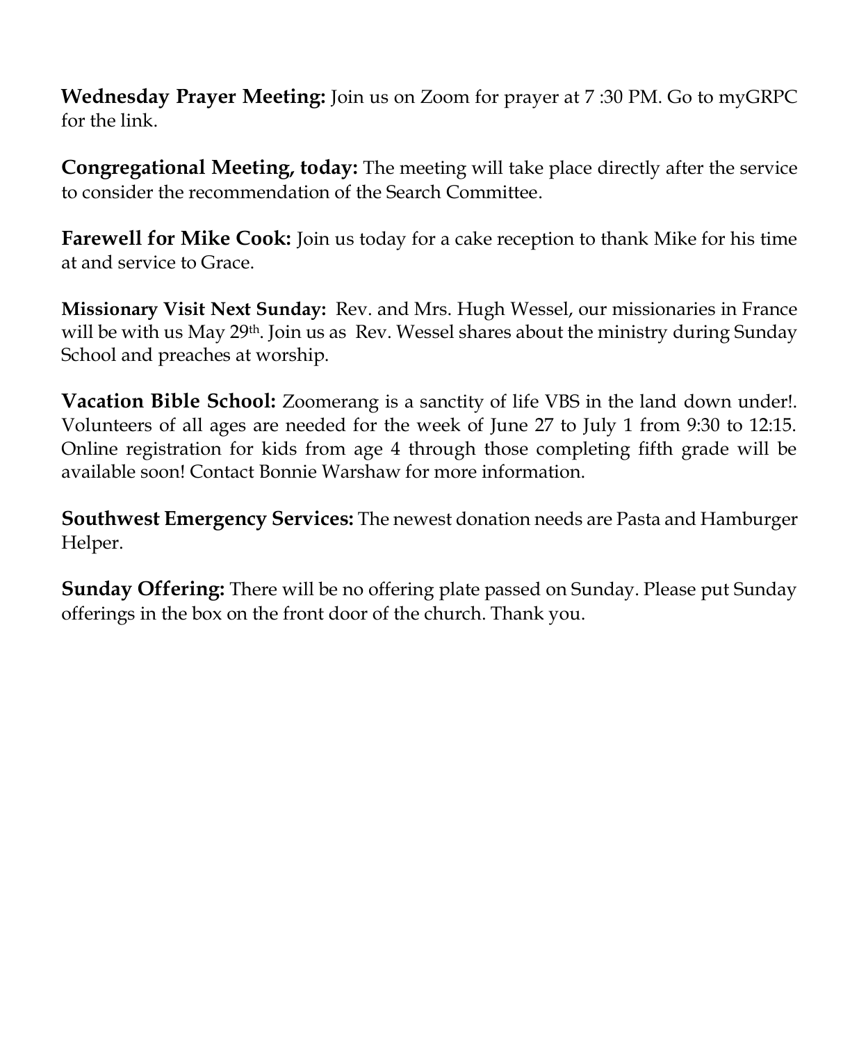**Wednesday Prayer Meeting:** Join us on Zoom for prayer at 7 :30 PM. Go to myGRPC for the link.

**Congregational Meeting, today:** The meeting will take place directly after the service to consider the recommendation of the Search Committee.

**Farewell for Mike Cook:** Join us today for a cake reception to thank Mike for his time at and service to Grace.

**Missionary Visit Next Sunday:** Rev. and Mrs. Hugh Wessel, our missionaries in France will be with us May 29th. Join us as Rev. Wessel shares about the ministry during Sunday School and preaches at worship.

**Vacation Bible School:** Zoomerang is a sanctity of life VBS in the land down under!. Volunteers of all ages are needed for the week of June 27 to July 1 from 9:30 to 12:15. Online registration for kids from age 4 through those completing fifth grade will be available soon! Contact Bonnie Warshaw for more information.

**Southwest Emergency Services:** The newest donation needs are Pasta and Hamburger Helper.

**Sunday Offering:** There will be no offering plate passed on Sunday. Please put Sunday offerings in the box on the front door of the church. Thank you.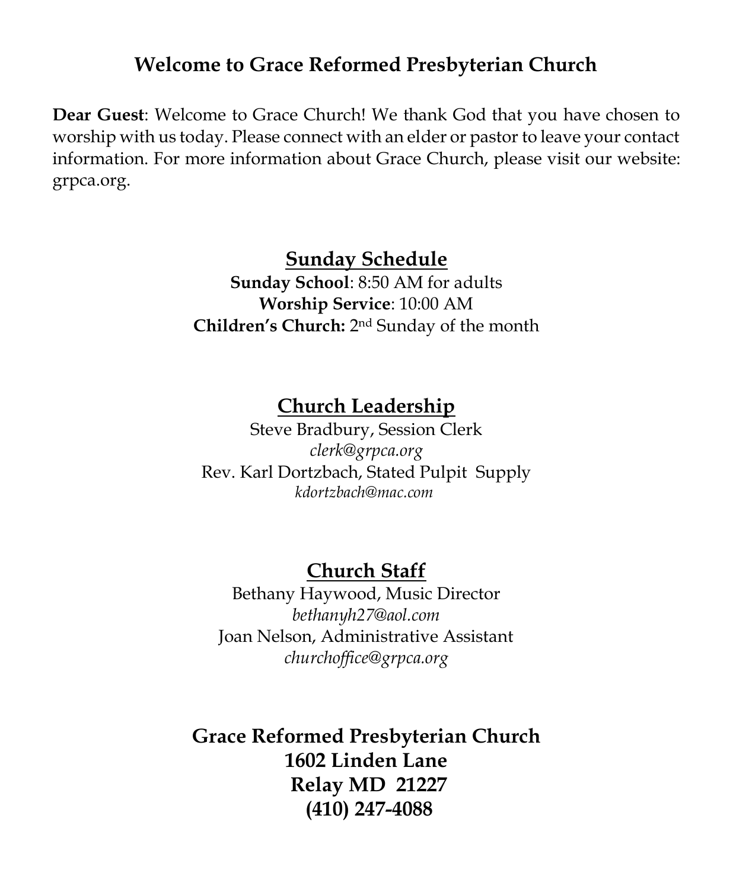# Welcome to Grace Reformed Presbyterian Church

**Dear Guest**: Welcome to Grace Church! We thank God that you have chosen to worship with us today. Please connect with an elder or pastor to leave your contact information. For more information about Grace Church, please visit our website: grpca.org.

## Sunday Schedule

**Sunday School**: 8:50 AM for adults
**Worship Service**: 10:00 AM
**Children's Church:** 2nd Sunday of the month

## Church Leadership

Steve Bradbury, Session Clerk
*clerk@grpca.org*
Rev. Karl Dortzbach, Stated Pulpit Supply
*kdortzbach@mac.com*

## Church Staff

Bethany Haywood, Music Director
*bethanyh27@aol.com*
Joan Nelson, Administrative Assistant
*churchoffice@grpca.org*

**Grace Reformed Presbyterian Church**
**1602 Linden Lane**
**Relay MD 21227**
**(410) 247-4088**